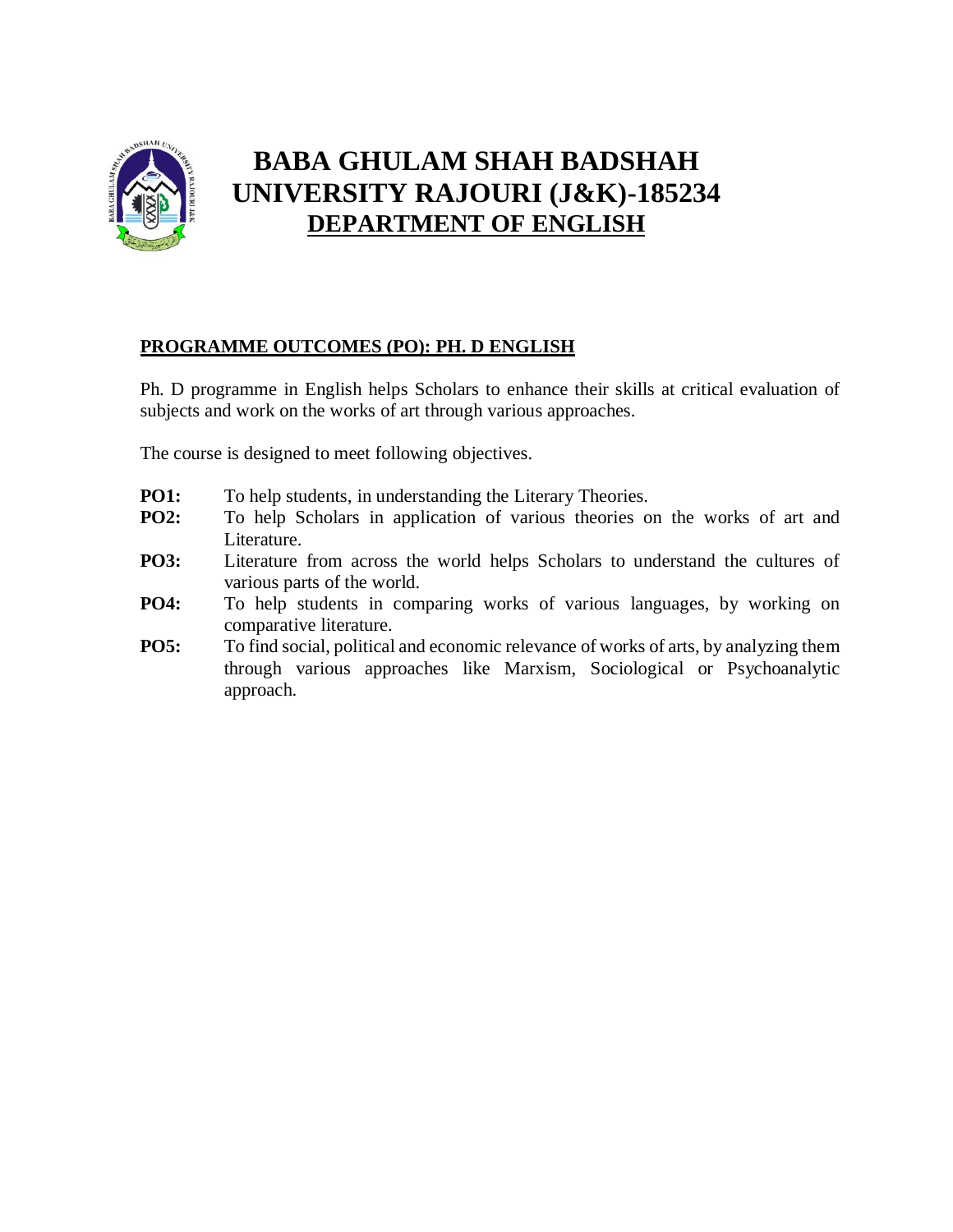# BABA GHULAM SHAH BADSHAH UNIVERSITY RAJOURI (J&K)-185234

## DEPARTMENT OF ENGLISH

### PROGRAMME OUTCOMES (PO): PH. D ENGLISH

Ph. D programme in English helps Scholars to enhance their skills at critical evaluation of subjects and work on the works of art through various approaches.

The course is designed to meet following objectives.

**PO1:** To help students, in understanding the Literary Theories.

**PO2:** To help Scholars in application of various theories on the works of art and Literature.

**PO3:** Literature from across the world helps Scholars to understand the cultures of various parts of the world.

**PO4:** To help students in comparing works of various languages, by working on comparative literature.

**PO5:** To find social, political and economic relevance of works of arts, by analyzing them through various approaches like Marxism, Sociological or Psychoanalytic approach.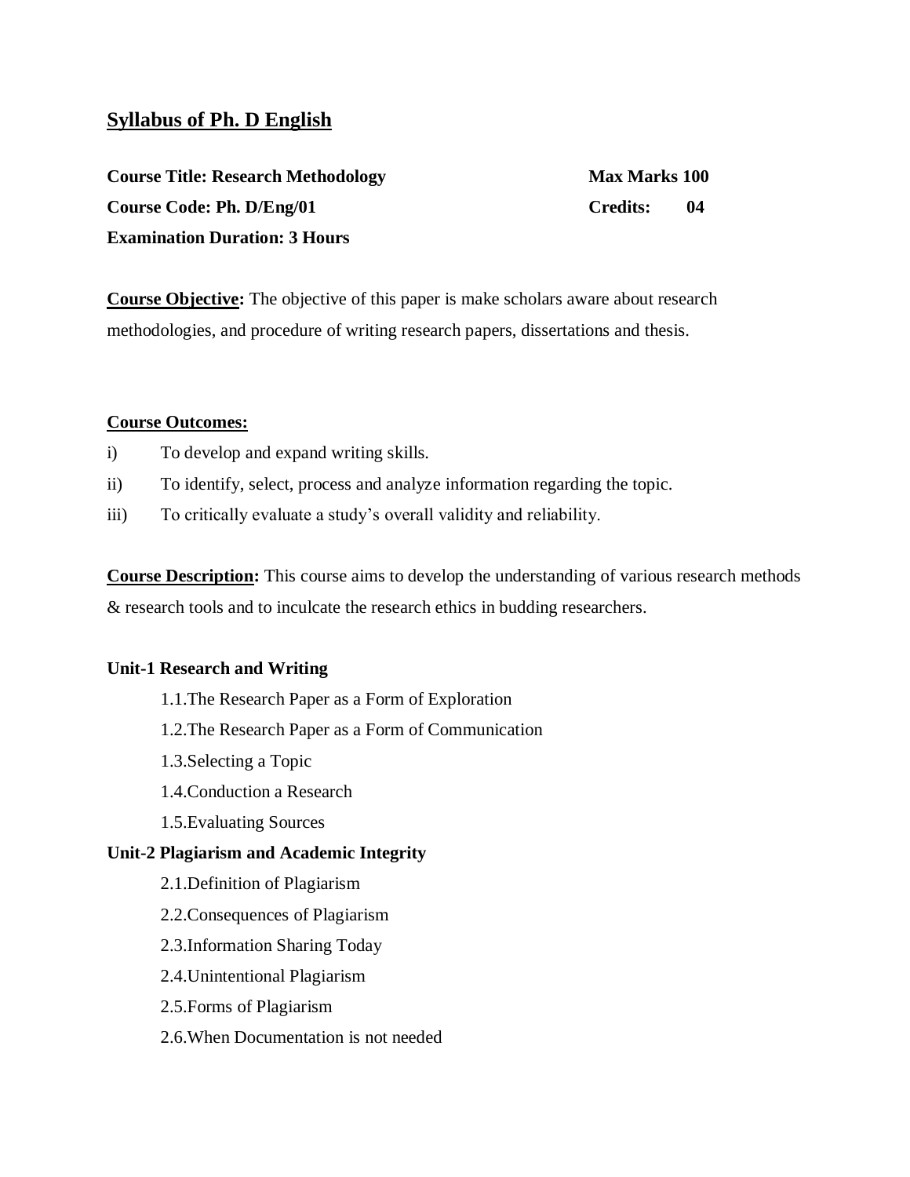## Syllabus of Ph. D English

**Course Title: Research Methodology** **Max Marks 100**

**Course Code: Ph. D/Eng/01** **Credits: 04**

**Examination Duration: 3 Hours**

**Course Objective:** The objective of this paper is make scholars aware about research methodologies, and procedure of writing research papers, dissertations and thesis.

**Course Outcomes:**

i) To develop and expand writing skills.

ii) To identify, select, process and analyze information regarding the topic.

iii) To critically evaluate a study's overall validity and reliability.

**Course Description:** This course aims to develop the understanding of various research methods & research tools and to inculcate the research ethics in budding researchers.

**Unit-1 Research and Writing**

1.1.The Research Paper as a Form of Exploration

1.2.The Research Paper as a Form of Communication

1.3.Selecting a Topic

1.4.Conduction a Research

1.5.Evaluating Sources

**Unit-2 Plagiarism and Academic Integrity**

2.1.Definition of Plagiarism

2.2.Consequences of Plagiarism

2.3.Information Sharing Today

2.4.Unintentional Plagiarism

2.5.Forms of Plagiarism

2.6.When Documentation is not needed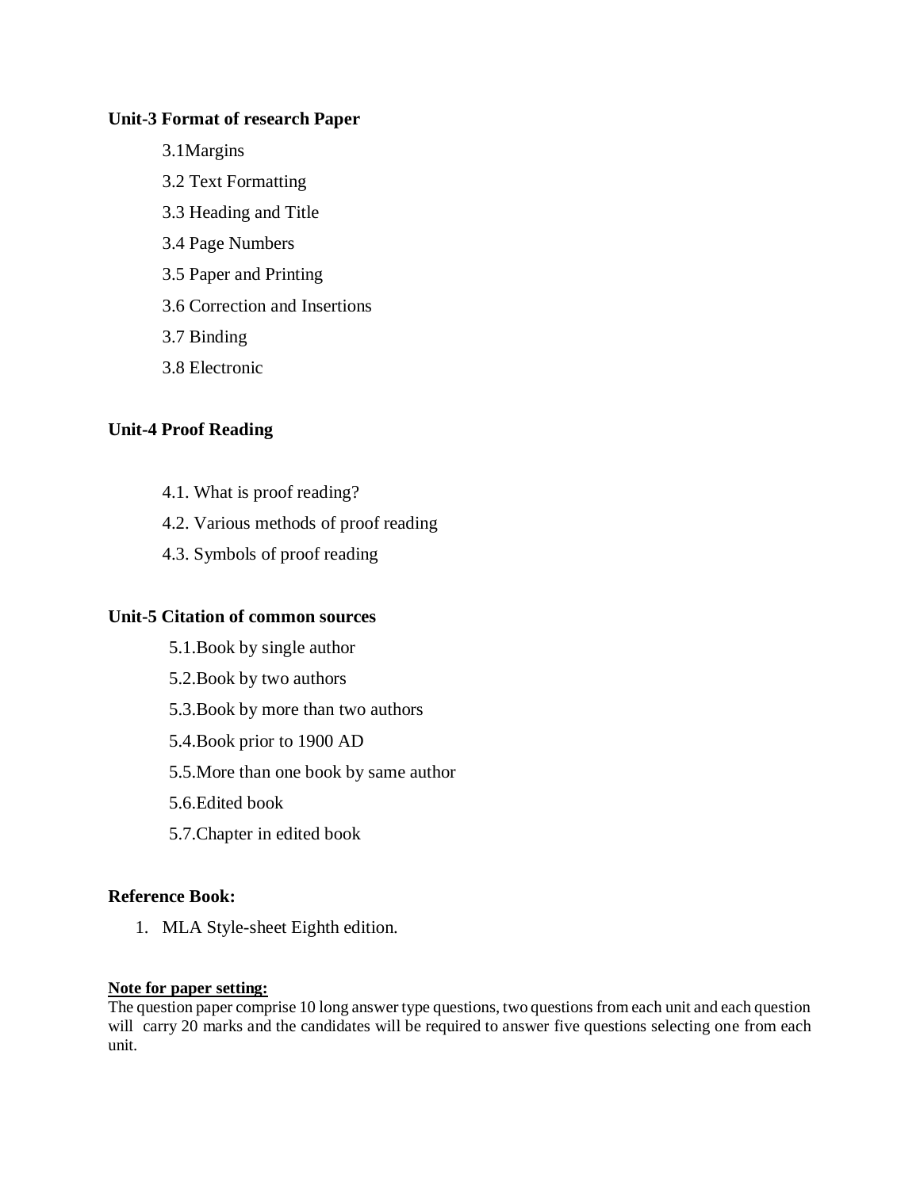**Unit-3 Format of research Paper**

3.1Margins

3.2 Text Formatting

3.3 Heading and Title

3.4 Page Numbers

3.5 Paper and Printing

3.6 Correction and Insertions

3.7 Binding

3.8 Electronic

**Unit-4 Proof Reading**

4.1. What is proof reading?

4.2. Various methods of proof reading

4.3. Symbols of proof reading

**Unit-5 Citation of common sources**

5.1.Book by single author

5.2.Book by two authors

5.3.Book by more than two authors

5.4.Book prior to 1900 AD

5.5.More than one book by same author

5.6.Edited book

5.7.Chapter in edited book

**Reference Book:**

1. MLA Style-sheet Eighth edition.

**Note for paper setting:**

The question paper comprise 10 long answer type questions, two questions from each unit and each question will carry 20 marks and the candidates will be required to answer five questions selecting one from each unit.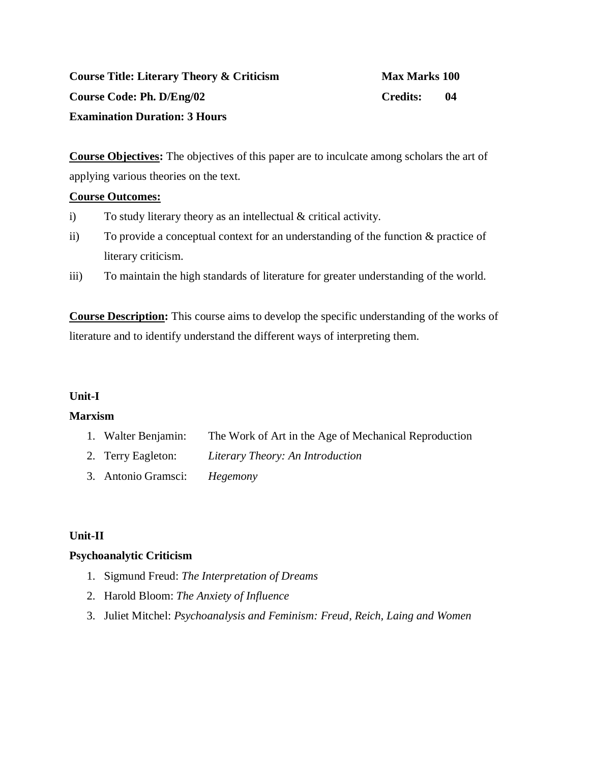**Course Title: Literary Theory & Criticism** **Max Marks 100**

**Course Code: Ph. D/Eng/02** **Credits: 04**

**Examination Duration: 3 Hours**

**Course Objectives:** The objectives of this paper are to inculcate among scholars the art of applying various theories on the text.

**Course Outcomes:**

i) To study literary theory as an intellectual & critical activity.

ii) To provide a conceptual context for an understanding of the function & practice of literary criticism.

iii) To maintain the high standards of literature for greater understanding of the world.

**Course Description:** This course aims to develop the specific understanding of the works of literature and to identify understand the different ways of interpreting them.

**Unit-I**

**Marxism**

1. Walter Benjamin: The Work of Art in the Age of Mechanical Reproduction
2. Terry Eagleton: *Literary Theory: An Introduction*
3. Antonio Gramsci: *Hegemony*

**Unit-II**

**Psychoanalytic Criticism**

1. Sigmund Freud: *The Interpretation of Dreams*
2. Harold Bloom: *The Anxiety of Influence*
3. Juliet Mitchel: *Psychoanalysis and Feminism: Freud, Reich, Laing and Women*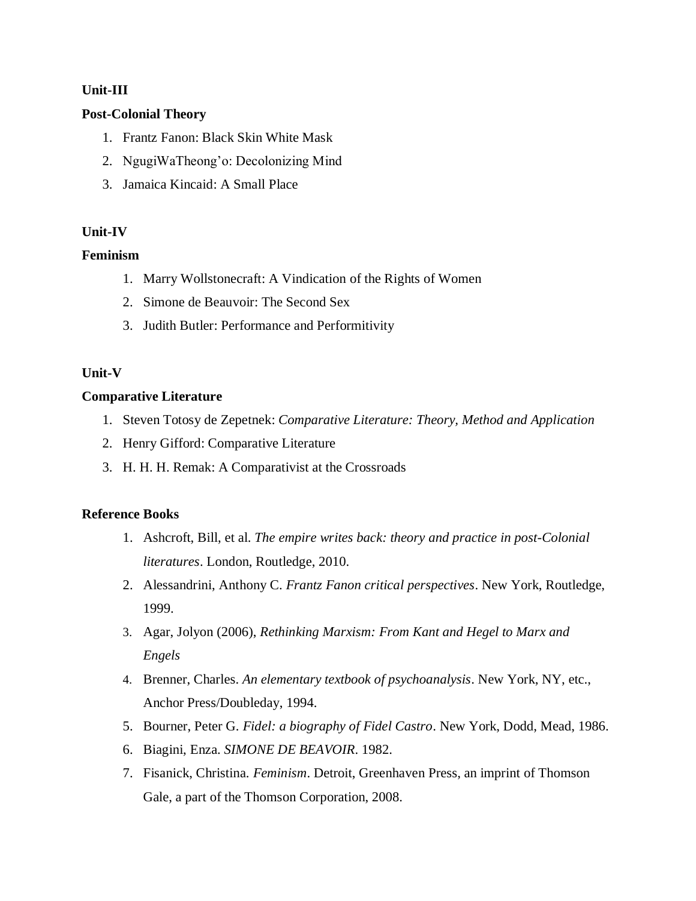**Unit-III**

**Post-Colonial Theory**

1. Frantz Fanon: Black Skin White Mask
2. NgugiWaTheong'o: Decolonizing Mind
3. Jamaica Kincaid: A Small Place

**Unit-IV**

**Feminism**

1. Marry Wollstonecraft: A Vindication of the Rights of Women
2. Simone de Beauvoir: The Second Sex
3. Judith Butler: Performance and Performitivity

**Unit-V**

**Comparative Literature**

1. Steven Totosy de Zepetnek: *Comparative Literature: Theory, Method and Application*
2. Henry Gifford: Comparative Literature
3. H. H. H. Remak: A Comparativist at the Crossroads

**Reference Books**

1. Ashcroft, Bill, et al. *The empire writes back: theory and practice in post-Colonial literatures*. London, Routledge, 2010.
2. Alessandrini, Anthony C. *Frantz Fanon critical perspectives*. New York, Routledge, 1999.
3. Agar, Jolyon (2006), *Rethinking Marxism: From Kant and Hegel to Marx and Engels*
4. Brenner, Charles. *An elementary textbook of psychoanalysis*. New York, NY, etc., Anchor Press/Doubleday, 1994.
5. Bourner, Peter G. *Fidel: a biography of Fidel Castro*. New York, Dodd, Mead, 1986.
6. Biagini, Enza. *SIMONE DE BEAVOIR*. 1982.
7. Fisanick, Christina. *Feminism*. Detroit, Greenhaven Press, an imprint of Thomson Gale, a part of the Thomson Corporation, 2008.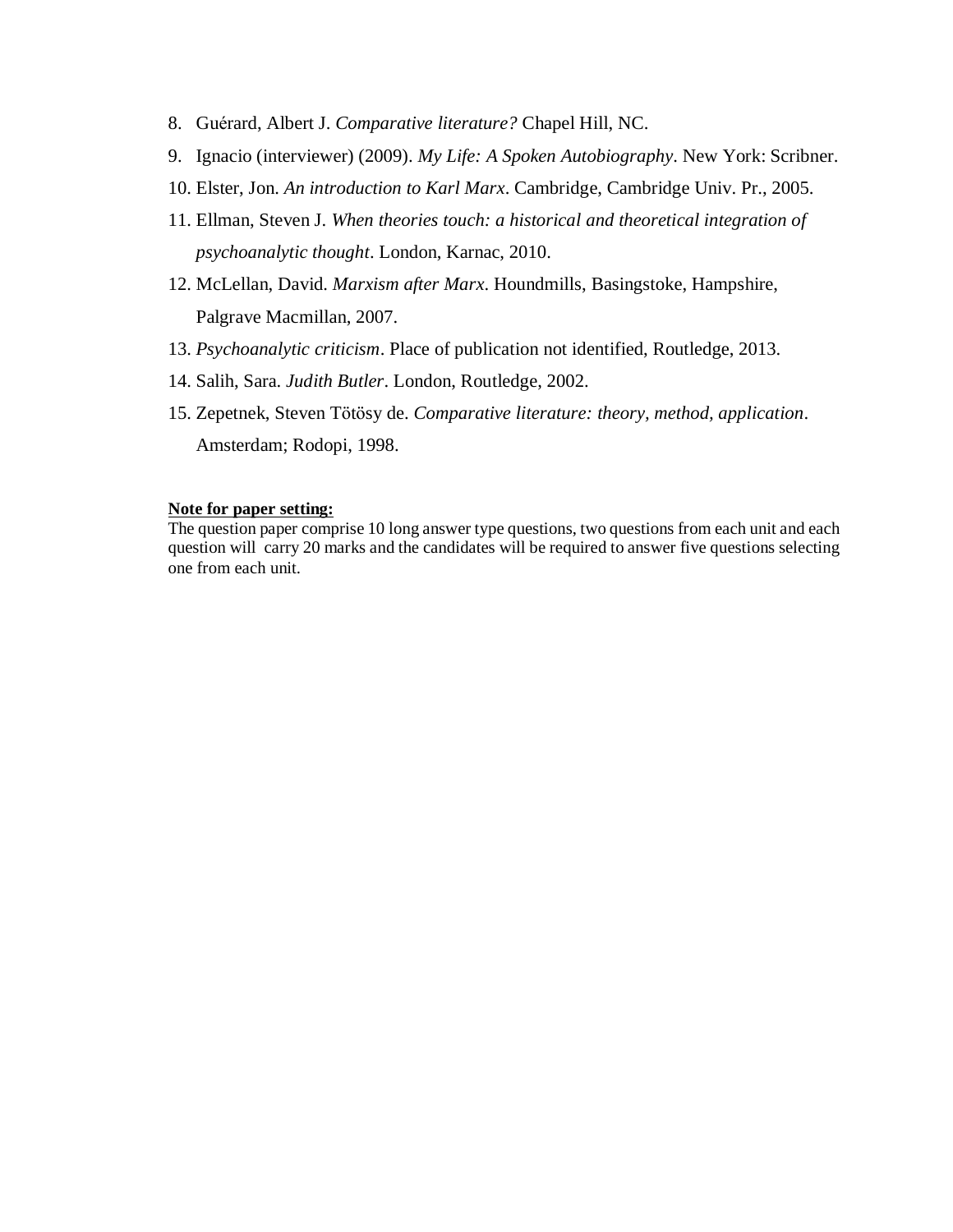8. Guérard, Albert J. *Comparative literature?* Chapel Hill, NC.
9. Ignacio (interviewer) (2009). *My Life: A Spoken Autobiography*. New York: Scribner.
10. Elster, Jon. *An introduction to Karl Marx*. Cambridge, Cambridge Univ. Pr., 2005.
11. Ellman, Steven J. *When theories touch: a historical and theoretical integration of psychoanalytic thought*. London, Karnac, 2010.
12. McLellan, David. *Marxism after Marx*. Houndmills, Basingstoke, Hampshire, Palgrave Macmillan, 2007.
13. *Psychoanalytic criticism*. Place of publication not identified, Routledge, 2013.
14. Salih, Sara. *Judith Butler*. London, Routledge, 2002.
15. Zepetnek, Steven Tötösy de. *Comparative literature: theory, method, application*. Amsterdam; Rodopi, 1998.

**Note for paper setting:**

The question paper comprise 10 long answer type questions, two questions from each unit and each question will carry 20 marks and the candidates will be required to answer five questions selecting one from each unit.